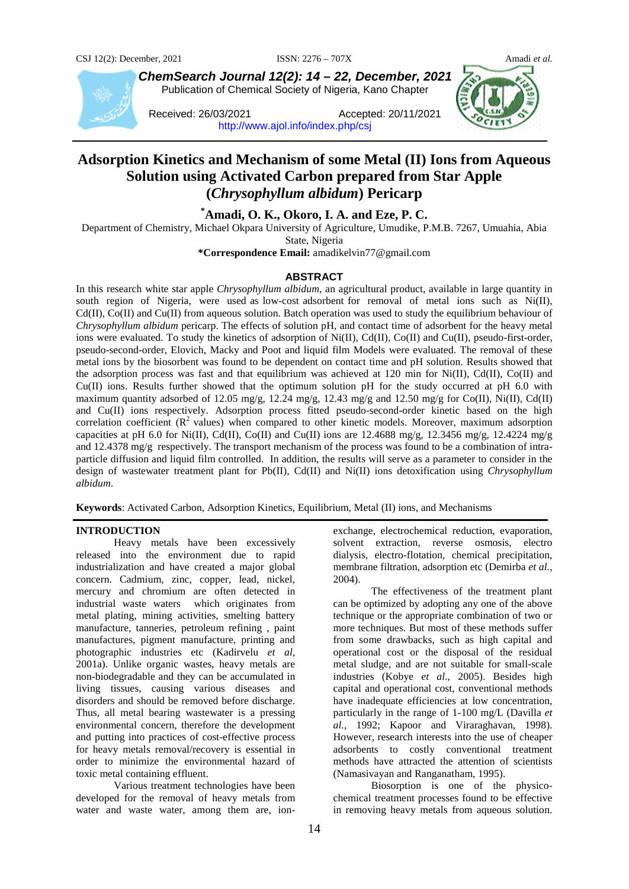ChemSearch Journal 12(2): 14 – 22, December, 2021

Publication of Chemical Society of Nigeria, Kano Chapter

Received: 26/03/2021 Accepted: 20/11/2021

http://www.ajol.info/index.php/csj

# Adsorption Kinetics and Mechanism of some Metal (II) Ions from Aqueous Solution using Activated Carbon prepared from Star Apple (*Chrysophyllum albidum*) Pericarp

**\*Amadi, O. K., Okoro, I. A. and Eze, P. C.**

Department of Chemistry, Michael Okpara University of Agriculture, Umudike, P.M.B. 7267, Umuahia, Abia State, Nigeria

**\*Correspondence Email:** amadikelvin77@gmail.com

## ABSTRACT

In this research white star apple *Chrysophyllum albidum,* an agricultural product, available in large quantity in south region of Nigeria, were used as low-cost adsorbent for removal of metal ions such as Ni(II), Cd(II), Co(II) and Cu(II) from aqueous solution. Batch operation was used to study the equilibrium behaviour of *Chrysophyllum albidum* pericarp. The effects of solution pH, and contact time of adsorbent for the heavy metal ions were evaluated. To study the kinetics of adsorption of Ni(II), Cd(II), Co(II) and Cu(II), pseudo-first-order, pseudo-second-order, Elovich, Macky and Poot and liquid film Models were evaluated. The removal of these metal ions by the biosorbent was found to be dependent on contact time and pH solution. Results showed that the adsorption process was fast and that equilibrium was achieved at 120 min for Ni(II), Cd(II), Co(II) and Cu(II) ions. Results further showed that the optimum solution pH for the study occurred at pH 6.0 with maximum quantity adsorbed of 12.05 mg/g, 12.24 mg/g, 12.43 mg/g and 12.50 mg/g for Co(II), Ni(II), Cd(II) and Cu(II) ions respectively. Adsorption process fitted pseudo-second-order kinetic based on the high correlation coefficient ($R^2$ values) when compared to other kinetic models. Moreover, maximum adsorption capacities at pH 6.0 for Ni(II), Cd(II), Co(II) and Cu(II) ions are 12.4688 mg/g, 12.3456 mg/g, 12.4224 mg/g and 12.4378 mg/g respectively. The transport mechanism of the process was found to be a combination of intra-particle diffusion and liquid film controlled. In addition, the results will serve as a parameter to consider in the design of wastewater treatment plant for Pb(II), Cd(II) and Ni(II) ions detoxification using *Chrysophyllum albidum*.

**Keywords**: Activated Carbon, Adsorption Kinetics, Equilibrium, Metal (II) ions, and Mechanisms

## INTRODUCTION

Heavy metals have been excessively released into the environment due to rapid industrialization and have created a major global concern. Cadmium, zinc, copper, lead, nickel, mercury and chromium are often detected in industrial waste waters which originates from metal plating, mining activities, smelting battery manufacture, tanneries, petroleum refining , paint manufactures, pigment manufacture, printing and photographic industries etc (Kadirvelu *et al*, 2001a). Unlike organic wastes, heavy metals are non-biodegradable and they can be accumulated in living tissues, causing various diseases and disorders and should be removed before discharge. Thus, all metal bearing wastewater is a pressing environmental concern, therefore the development and putting into practices of cost-effective process for heavy metals removal/recovery is essential in order to minimize the environmental hazard of toxic metal containing effluent.

Various treatment technologies have been developed for the removal of heavy metals from water and waste water, among them are, ion-exchange, electrochemical reduction, evaporation, solvent extraction, reverse osmosis, electro dialysis, electro-flotation, chemical precipitation, membrane filtration, adsorption etc (Demirba *et al.*, 2004).

The effectiveness of the treatment plant can be optimized by adopting any one of the above technique or the appropriate combination of two or more techniques. But most of these methods suffer from some drawbacks, such as high capital and operational cost or the disposal of the residual metal sludge, and are not suitable for small-scale industries (Kobye *et al*., 2005). Besides high capital and operational cost, conventional methods have inadequate efficiencies at low concentration, particularly in the range of 1-100 mg/L (Davilla *et al.*, 1992; Kapoor and Viraraghavan, 1998). However, research interests into the use of cheaper adsorbents to costly conventional treatment methods have attracted the attention of scientists (Namasivayan and Ranganatham, 1995).

Biosorption is one of the physico-chemical treatment processes found to be effective in removing heavy metals from aqueous solution.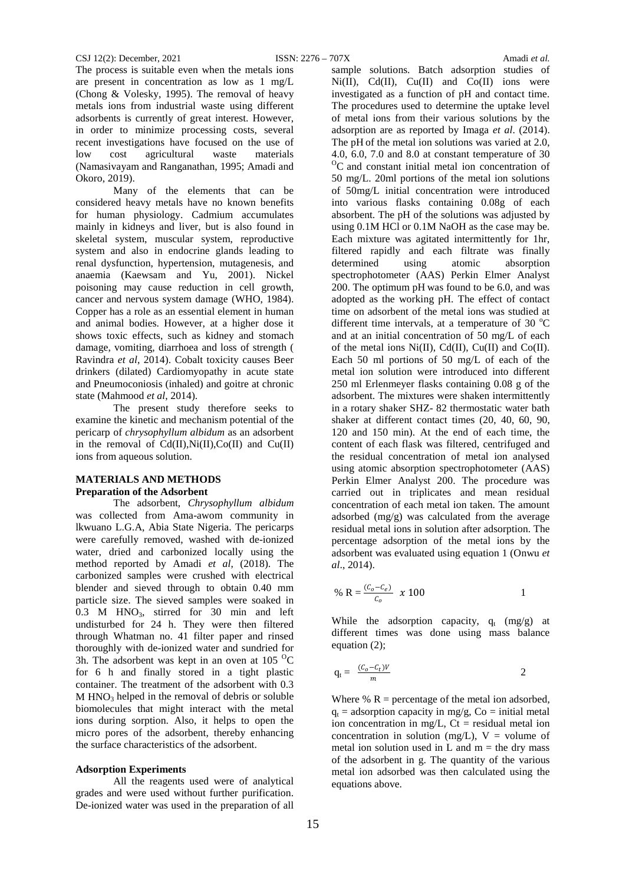The process is suitable even when the metals ions are present in concentration as low as 1 mg/L (Chong & Volesky, 1995). The removal of heavy metals ions from industrial waste using different adsorbents is currently of great interest. However, in order to minimize processing costs, several recent investigations have focused on the use of low cost agricultural waste materials (Namasivayam and Ranganathan, 1995; Amadi and Okoro, 2019).

Many of the elements that can be considered heavy metals have no known benefits for human physiology. Cadmium accumulates mainly in kidneys and liver, but is also found in skeletal system, muscular system, reproductive system and also in endocrine glands leading to renal dysfunction, hypertension, mutagenesis, and anaemia (Kaewsam and Yu, 2001). Nickel poisoning may cause reduction in cell growth, cancer and nervous system damage (WHO, 1984). Copper has a role as an essential element in human and animal bodies. However, at a higher dose it shows toxic effects, such as kidney and stomach damage, vomiting, diarrhoea and loss of strength ( Ravindra *et al*, 2014). Cobalt toxicity causes Beer drinkers (dilated) Cardiomyopathy in acute state and Pneumoconiosis (inhaled) and goitre at chronic state (Mahmood *et al*, 2014).

The present study therefore seeks to examine the kinetic and mechanism potential of the pericarp of *chrysophyllum albidum* as an adsorbent in the removal of Cd(II),Ni(II),Co(II) and Cu(II) ions from aqueous solution.

## MATERIALS AND METHODS

### Preparation of the Adsorbent

The adsorbent, *Chrysophyllum albidum* was collected from Ama-awom community in lkwuano L.G.A, Abia State Nigeria. The pericarps were carefully removed, washed with de-ionized water, dried and carbonized locally using the method reported by Amadi *et al*, (2018). The carbonized samples were crushed with electrical blender and sieved through to obtain 0.40 mm particle size. The sieved samples were soaked in 0.3 M $HNO_3$, stirred for 30 min and left undisturbed for 24 h. They were then filtered through Whatman no. 41 filter paper and rinsed thoroughly with de-ionized water and sundried for 3h. The adsorbent was kept in an oven at 105 $^{O}$C for 6 h and finally stored in a tight plastic container. The treatment of the adsorbent with 0.3 M $HNO_3$ helped in the removal of debris or soluble biomolecules that might interact with the metal ions during sorption. Also, it helps to open the micro pores of the adsorbent, thereby enhancing the surface characteristics of the adsorbent.

### Adsorption Experiments

All the reagents used were of analytical grades and were used without further purification. De-ionized water was used in the preparation of all sample solutions. Batch adsorption studies of Ni(II), Cd(II), Cu(II) and Co(II) ions were investigated as a function of pH and contact time. The procedures used to determine the uptake level of metal ions from their various solutions by the adsorption are as reported by Imaga *et al*. (2014). The pH of the metal ion solutions was varied at 2.0, 4.0, 6.0, 7.0 and 8.0 at constant temperature of 30 $^{O}$C and constant initial metal ion concentration of 50 mg/L. 20ml portions of the metal ion solutions of 50mg/L initial concentration were introduced into various flasks containing 0.08g of each absorbent. The pH of the solutions was adjusted by using 0.1M HCl or 0.1M NaOH as the case may be. Each mixture was agitated intermittently for 1hr, filtered rapidly and each filtrate was finally determined using atomic absorption spectrophotometer (AAS) Perkin Elmer Analyst 200. The optimum pH was found to be 6.0, and was adopted as the working pH. The effect of contact time on adsorbent of the metal ions was studied at different time intervals, at a temperature of 30 $^{o}$C and at an initial concentration of 50 mg/L of each of the metal ions Ni(II), Cd(II), Cu(II) and Co(II). Each 50 ml portions of 50 mg/L of each of the metal ion solution were introduced into different 250 ml Erlenmeyer flasks containing 0.08 g of the adsorbent. The mixtures were shaken intermittently in a rotary shaker SHZ- 82 thermostatic water bath shaker at different contact times (20, 40, 60, 90, 120 and 150 min). At the end of each time, the content of each flask was filtered, centrifuged and the residual concentration of metal ion analysed using atomic absorption spectrophotometer (AAS) Perkin Elmer Analyst 200. The procedure was carried out in triplicates and mean residual concentration of each metal ion taken. The amount adsorbed (mg/g) was calculated from the average residual metal ions in solution after adsorption. The percentage adsorption of the metal ions by the adsorbent was evaluated using equation 1 (Onwu *et al*., 2014).

$$\% R = \frac{(C_o - C_e)}{C_o} \; x\ 100 \qquad 1$$

While the adsorption capacity, $q_t$ (mg/g) at different times was done using mass balance equation (2);

$$q_t = \frac{(C_o - C_t)V}{m} \qquad 2$$

Where % R = percentage of the metal ion adsorbed, $q_t$ = adsorption capacity in mg/g, Co = initial metal ion concentration in mg/L, Ct = residual metal ion concentration in solution (mg/L), V = volume of metal ion solution used in L and m = the dry mass of the adsorbent in g. The quantity of the various metal ion adsorbed was then calculated using the equations above.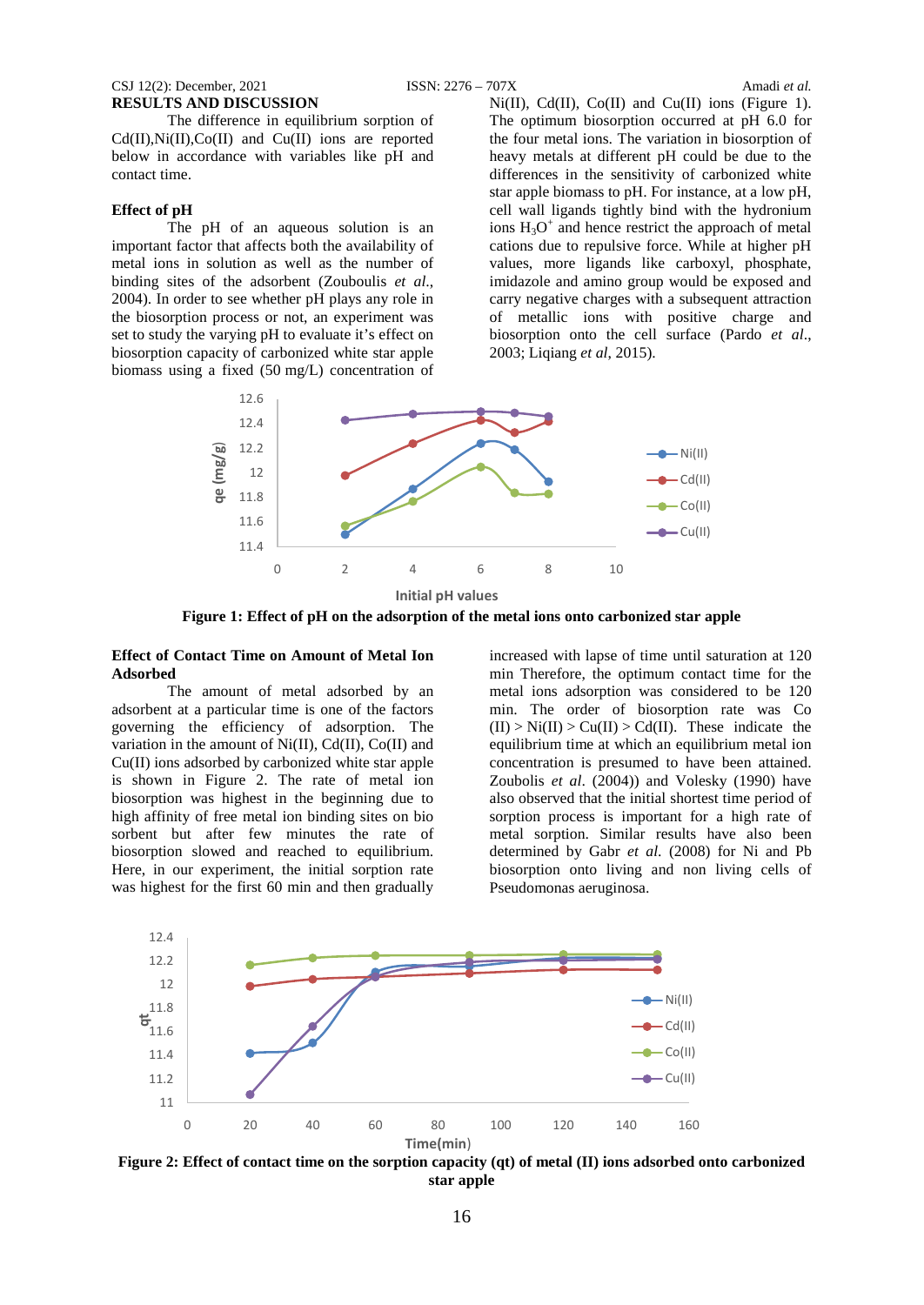## RESULTS AND DISCUSSION

The difference in equilibrium sorption of Cd(II),Ni(II),Co(II) and Cu(II) ions are reported below in accordance with variables like pH and contact time.

### Effect of pH

The pH of an aqueous solution is an important factor that affects both the availability of metal ions in solution as well as the number of binding sites of the adsorbent (Zouboulis *et al.*, 2004). In order to see whether pH plays any role in the biosorption process or not, an experiment was set to study the varying pH to evaluate it's effect on biosorption capacity of carbonized white star apple biomass using a fixed (50 mg/L) concentration of Ni(II), Cd(II), Co(II) and Cu(II) ions (Figure 1). The optimum biosorption occurred at pH 6.0 for the four metal ions. The variation in biosorption of heavy metals at different pH could be due to the differences in the sensitivity of carbonized white star apple biomass to pH. For instance, at a low pH, cell wall ligands tightly bind with the hydronium ions $H_3O^+$ and hence restrict the approach of metal cations due to repulsive force. While at higher pH values, more ligands like carboxyl, phosphate, imidazole and amino group would be exposed and carry negative charges with a subsequent attraction of metallic ions with positive charge and biosorption onto the cell surface (Pardo *et al*., 2003; Liqiang *et al,* 2015).

**Figure 1: Effect of pH on the adsorption of the metal ions onto carbonized star apple**

### Effect of Contact Time on Amount of Metal Ion Adsorbed

The amount of metal adsorbed by an adsorbent at a particular time is one of the factors governing the efficiency of adsorption. The variation in the amount of Ni(II), Cd(II), Co(II) and Cu(II) ions adsorbed by carbonized white star apple is shown in Figure 2. The rate of metal ion biosorption was highest in the beginning due to high affinity of free metal ion binding sites on bio sorbent but after few minutes the rate of biosorption slowed and reached to equilibrium. Here, in our experiment, the initial sorption rate was highest for the first 60 min and then gradually increased with lapse of time until saturation at 120 min Therefore, the optimum contact time for the metal ions adsorption was considered to be 120 min. The order of biosorption rate was Co (II) > Ni(II) > Cu(II) > Cd(II). These indicate the equilibrium time at which an equilibrium metal ion concentration is presumed to have been attained. Zoubolis *et al*. (2004)) and Volesky (1990) have also observed that the initial shortest time period of sorption process is important for a high rate of metal sorption. Similar results have also been determined by Gabr *et al*. (2008) for Ni and Pb biosorption onto living and non living cells of Pseudomonas aeruginosa.

**Figure 2: Effect of contact time on the sorption capacity (qt) of metal (II) ions adsorbed onto carbonized star apple**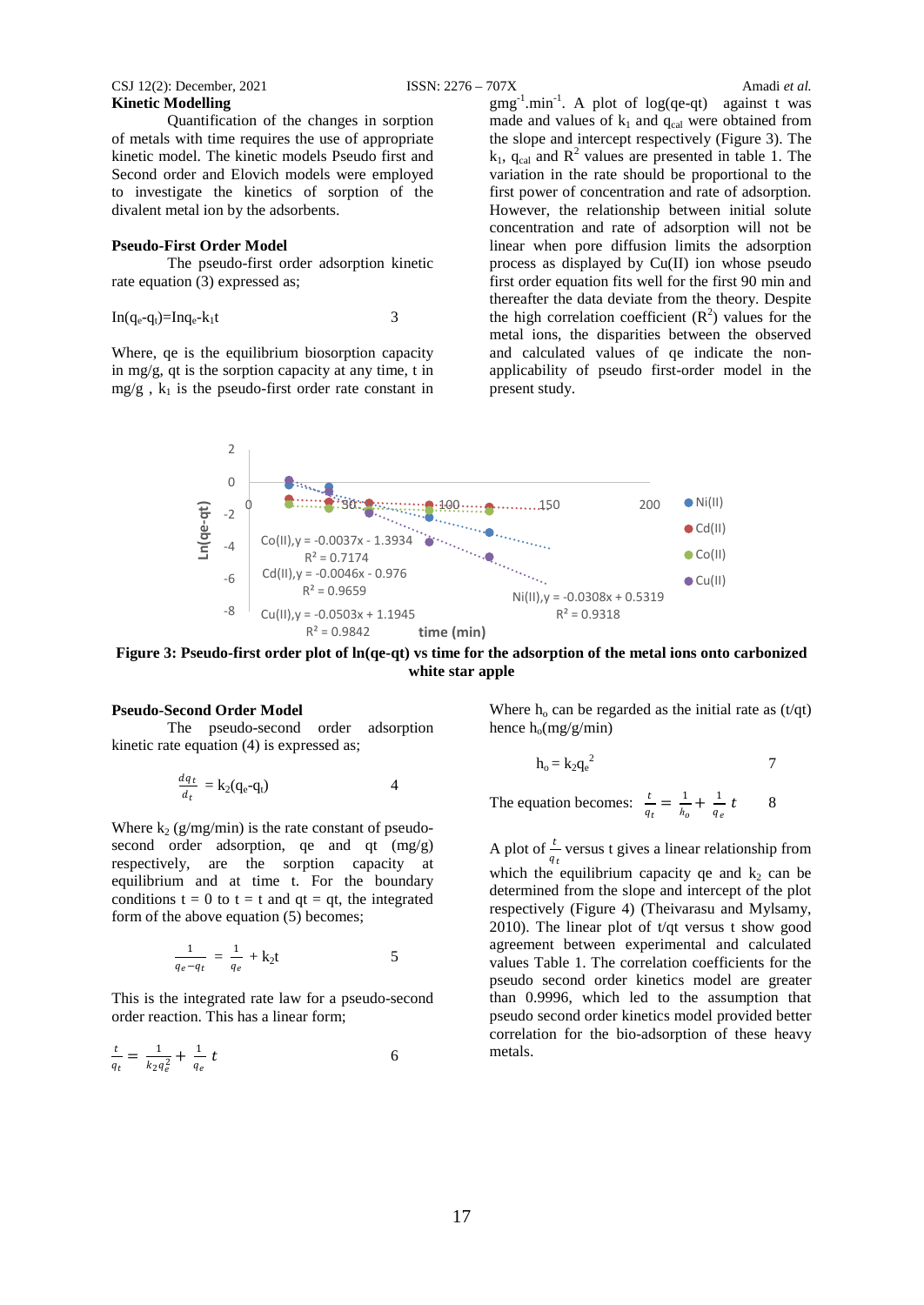## Kinetic Modelling

Quantification of the changes in sorption of metals with time requires the use of appropriate kinetic model. The kinetic models Pseudo first and Second order and Elovich models were employed to investigate the kinetics of sorption of the divalent metal ion by the adsorbents.

### Pseudo-First Order Model

The pseudo-first order adsorption kinetic rate equation (3) expressed as;

$$\ln(q_e\text{-}q_t)=\ln q_e\text{-}k_1t \qquad 3$$

Where, qe is the equilibrium biosorption capacity in mg/g, qt is the sorption capacity at any time, t in mg/g , $k_1$ is the pseudo-first order rate constant in $gmg^{-1}.min^{-1}$. A plot of log(qe-qt) against t was made and values of $k_1$ and $q_{cal}$ were obtained from the slope and intercept respectively (Figure 3). The $k_1$, $q_{cal}$ and $R^2$ values are presented in table 1. The variation in the rate should be proportional to the first power of concentration and rate of adsorption. However, the relationship between initial solute concentration and rate of adsorption will not be linear when pore diffusion limits the adsorption process as displayed by Cu(II) ion whose pseudo first order equation fits well for the first 90 min and thereafter the data deviate from the theory. Despite the high correlation coefficient ($R^2$) values for the metal ions, the disparities between the observed and calculated values of qe indicate the non-applicability of pseudo first-order model in the present study.

**Figure 3: Pseudo-first order plot of ln(qe-qt) vs time for the adsorption of the metal ions onto carbonized white star apple**

### Pseudo-Second Order Model

The pseudo-second order adsorption kinetic rate equation (4) is expressed as;

$$\frac{dq_t}{d_t} = k_2(q_e\text{-}q_t) \qquad 4$$

Where $k_2$ (g/mg/min) is the rate constant of pseudo-second order adsorption, qe and qt (mg/g) respectively, are the sorption capacity at equilibrium and at time t. For the boundary conditions t = 0 to t = t and qt = qt, the integrated form of the above equation (5) becomes;

$$\frac{1}{q_e - q_t} = \frac{1}{q_e} + k_2t \qquad 5$$

This is the integrated rate law for a pseudo-second order reaction. This has a linear form;

$$\frac{t}{q_t} = \frac{1}{k_2 q_e^2} + \frac{1}{q_e}t \qquad 6$$

Where $h_o$ can be regarded as the initial rate as (t/qt) hence $h_o$(mg/g/min)

$$h_o = k_2 q_e^2 \qquad 7$$

The equation becomes: $\frac{t}{q_t} = \frac{1}{h_o} + \frac{1}{q_e}t \qquad 8$

A plot of $\frac{t}{q_t}$ versus t gives a linear relationship from which the equilibrium capacity qe and $k_2$ can be determined from the slope and intercept of the plot respectively (Figure 4) (Theivarasu and Mylsamy, 2010). The linear plot of t/qt versus t show good agreement between experimental and calculated values Table 1. The correlation coefficients for the pseudo second order kinetics model are greater than 0.9996, which led to the assumption that pseudo second order kinetics model provided better correlation for the bio-adsorption of these heavy metals.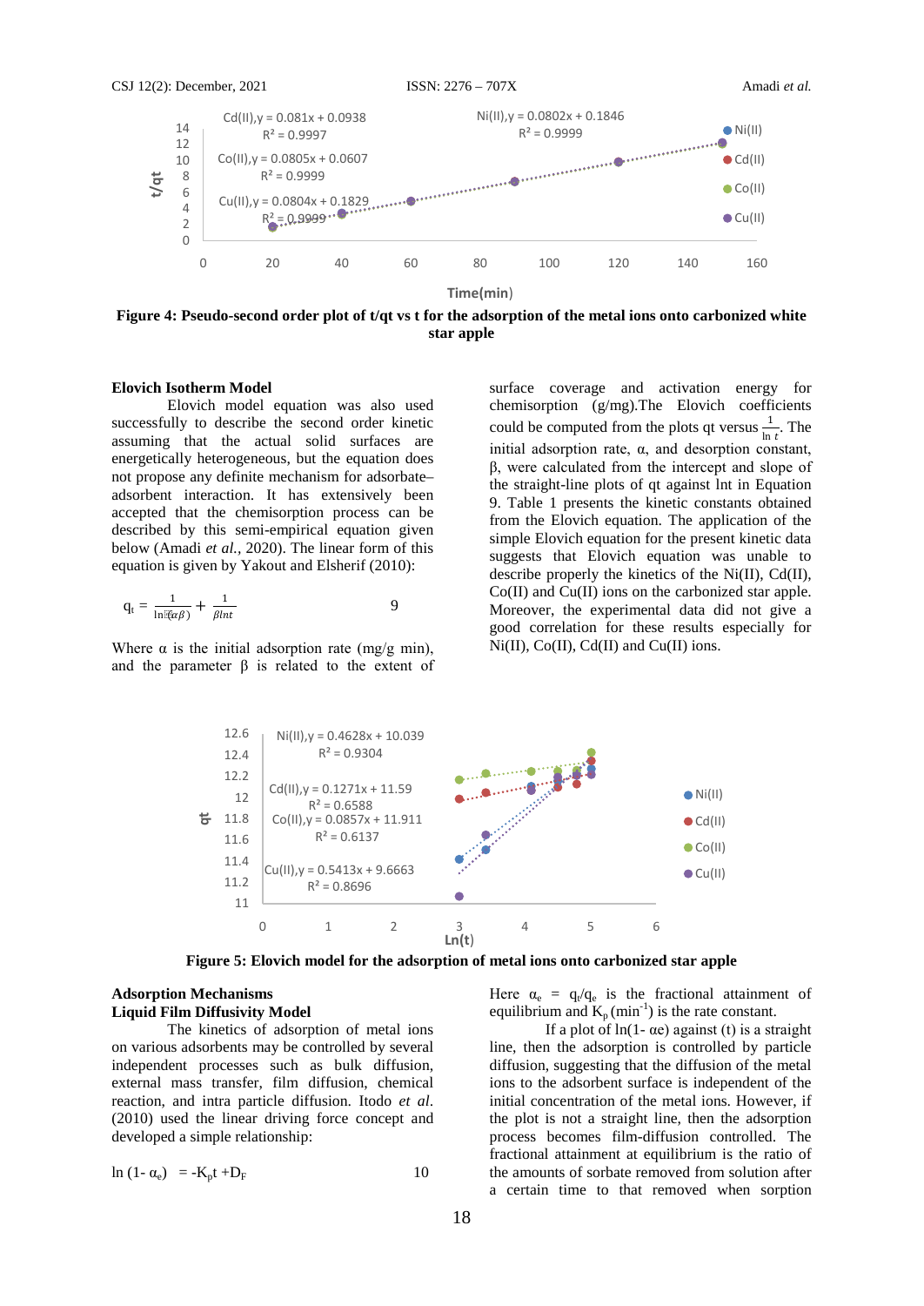**Figure 4: Pseudo-second order plot of t/qt vs t for the adsorption of the metal ions onto carbonized white star apple**

**Elovich Isotherm Model**

Elovich model equation was also used successfully to describe the second order kinetic assuming that the actual solid surfaces are energetically heterogeneous, but the equation does not propose any definite mechanism for adsorbate–adsorbent interaction. It has extensively been accepted that the chemisorption process can be described by this semi-empirical equation given below (Amadi *et al.*, 2020). The linear form of this equation is given by Yakout and Elsherif (2010):

$$q_t = \frac{1}{\ln(\alpha\beta)} + \frac{1}{\beta \ln t} \qquad 9$$

Where α is the initial adsorption rate (mg/g min), and the parameter β is related to the extent of surface coverage and activation energy for chemisorption (g/mg).The Elovich coefficients could be computed from the plots qt versus $\frac{1}{\ln t}$. The initial adsorption rate, α, and desorption constant, β, were calculated from the intercept and slope of the straight-line plots of qt against lnt in Equation 9. Table 1 presents the kinetic constants obtained from the Elovich equation. The application of the simple Elovich equation for the present kinetic data suggests that Elovich equation was unable to describe properly the kinetics of the Ni(II), Cd(II), Co(II) and Cu(II) ions on the carbonized star apple. Moreover, the experimental data did not give a good correlation for these results especially for Ni(II), Co(II), Cd(II) and Cu(II) ions.

**Figure 5: Elovich model for the adsorption of metal ions onto carbonized star apple**

**Adsorption Mechanisms**

**Liquid Film Diffusivity Model**

The kinetics of adsorption of metal ions on various adsorbents may be controlled by several independent processes such as bulk diffusion, external mass transfer, film diffusion, chemical reaction, and intra particle diffusion. Itodo *et al.* (2010) used the linear driving force concept and developed a simple relationship:

$$\ln(1-\alpha_e) = -K_p t + D_F \qquad 10$$

Here $\alpha_e = q_t/q_e$ is the fractional attainment of equilibrium and $K_p$ ($min^{-1}$) is the rate constant.

If a plot of ln(1- αe) against (t) is a straight line, then the adsorption is controlled by particle diffusion, suggesting that the diffusion of the metal ions to the adsorbent surface is independent of the initial concentration of the metal ions. However, if the plot is not a straight line, then the adsorption process becomes film-diffusion controlled. The fractional attainment at equilibrium is the ratio of the amounts of sorbate removed from solution after a certain time to that removed when sorption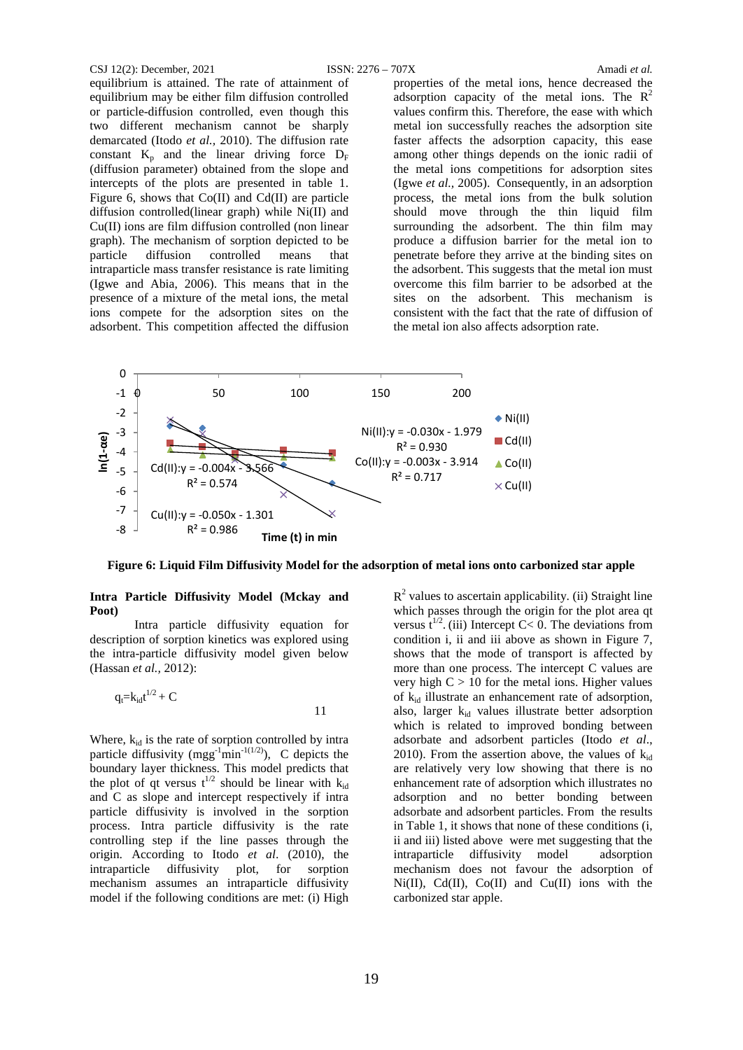equilibrium is attained. The rate of attainment of equilibrium may be either film diffusion controlled or particle-diffusion controlled, even though this two different mechanism cannot be sharply demarcated (Itodo *et al.,* 2010). The diffusion rate constant $K_p$ and the linear driving force $D_F$ (diffusion parameter) obtained from the slope and intercepts of the plots are presented in table 1. Figure 6, shows that Co(II) and Cd(II) are particle diffusion controlled(linear graph) while Ni(II) and Cu(II) ions are film diffusion controlled (non linear graph). The mechanism of sorption depicted to be particle diffusion controlled means that intraparticle mass transfer resistance is rate limiting (Igwe and Abia, 2006). This means that in the presence of a mixture of the metal ions, the metal ions compete for the adsorption sites on the adsorbent. This competition affected the diffusion properties of the metal ions, hence decreased the adsorption capacity of the metal ions. The $R^2$ values confirm this. Therefore, the ease with which metal ion successfully reaches the adsorption site faster affects the adsorption capacity, this ease among other things depends on the ionic radii of the metal ions competitions for adsorption sites (Igwe *et al.,* 2005). Consequently, in an adsorption process, the metal ions from the bulk solution should move through the thin liquid film surrounding the adsorbent. The thin film may produce a diffusion barrier for the metal ion to penetrate before they arrive at the binding sites on the adsorbent. This suggests that the metal ion must overcome this film barrier to be adsorbed at the sites on the adsorbent. This mechanism is consistent with the fact that the rate of diffusion of the metal ion also affects adsorption rate.

**Figure 6: Liquid Film Diffusivity Model for the adsorption of metal ions onto carbonized star apple**

### Intra Particle Diffusivity Model (Mckay and Poot)

Intra particle diffusivity equation for description of sorption kinetics was explored using the intra-particle diffusivity model given below (Hassan *et al.,* 2012):

$$q_t = k_{id} t^{1/2} + C \qquad 11$$

Where, $k_{id}$ is the rate of sorption controlled by intra particle diffusivity ($mgg^{-1}min^{-1(1/2)}$), C depicts the boundary layer thickness. This model predicts that the plot of qt versus $t^{1/2}$ should be linear with $k_{id}$ and C as slope and intercept respectively if intra particle diffusivity is involved in the sorption process. Intra particle diffusivity is the rate controlling step if the line passes through the origin. According to Itodo *et al.* (2010), the intraparticle diffusivity plot, for sorption mechanism assumes an intraparticle diffusivity model if the following conditions are met: (i) High $R^2$ values to ascertain applicability. (ii) Straight line which passes through the origin for the plot area qt versus $t^{1/2}$. (iii) Intercept C< 0. The deviations from condition i, ii and iii above as shown in Figure 7, shows that the mode of transport is affected by more than one process. The intercept C values are very high C > 10 for the metal ions. Higher values of $k_{id}$ illustrate an enhancement rate of adsorption, also, larger $k_{id}$ values illustrate better adsorption which is related to improved bonding between adsorbate and adsorbent particles (Itodo *et al.*, 2010). From the assertion above, the values of $k_{id}$ are relatively very low showing that there is no enhancement rate of adsorption which illustrates no adsorption and no better bonding between adsorbate and adsorbent particles. From the results in Table 1, it shows that none of these conditions (i, ii and iii) listed above were met suggesting that the intraparticle diffusivity model adsorption mechanism does not favour the adsorption of Ni(II), Cd(II), Co(II) and Cu(II) ions with the carbonized star apple.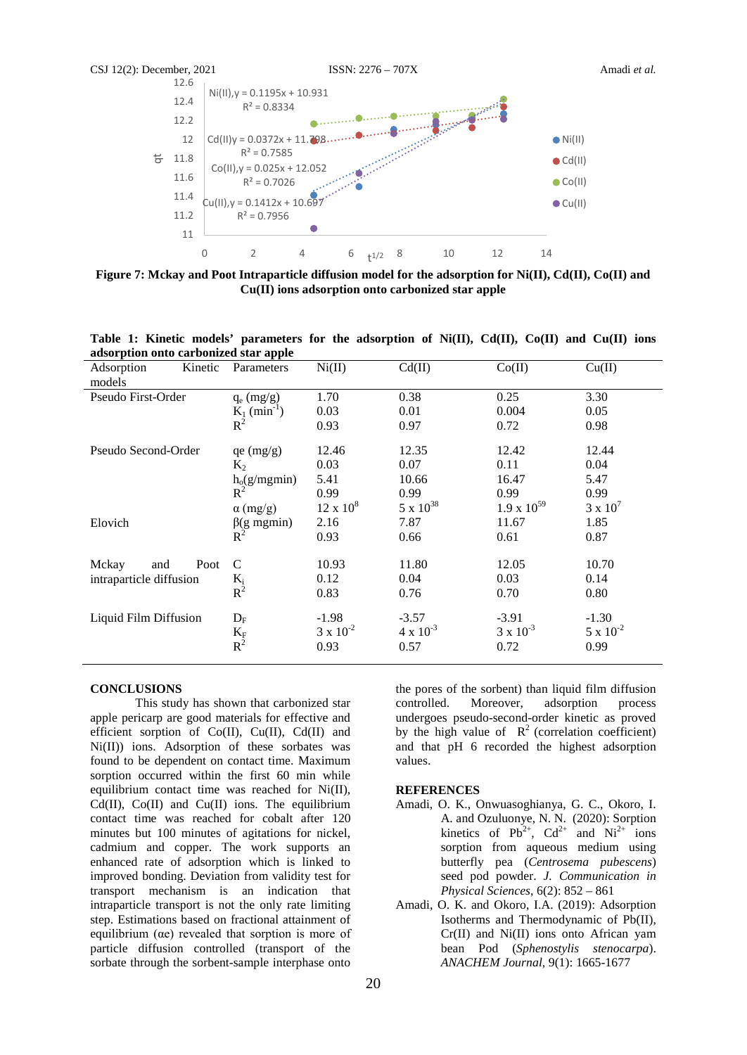**Figure 7: Mckay and Poot Intraparticle diffusion model for the adsorption for Ni(II), Cd(II), Co(II) and Cu(II) ions adsorption onto carbonized star apple**

**Table 1: Kinetic models' parameters for the adsorption of Ni(II), Cd(II), Co(II) and Cu(II) ions adsorption onto carbonized star apple**

| Adsorption Kinetic models | Parameters | Ni(II) | Cd(II) | Co(II) | Cu(II) |
|---|---|---|---|---|---|
| Pseudo First-Order | $q_e$ (mg/g) | 1.70 | 0.38 | 0.25 | 3.30 |
| | $K_1$ ($min^{-1}$) | 0.03 | 0.01 | 0.004 | 0.05 |
| | $R^2$ | 0.93 | 0.97 | 0.72 | 0.98 |
| Pseudo Second-Order | qe (mg/g) | 12.46 | 12.35 | 12.42 | 12.44 |
| | $K_2$ | 0.03 | 0.07 | 0.11 | 0.04 |
| | $h_o$(g/mgmin) | 5.41 | 10.66 | 16.47 | 5.47 |
| | $R^2$ | 0.99 | 0.99 | 0.99 | 0.99 |
| Elovich | α (mg/g) | $12 \times 10^8$ | $5 \times 10^{38}$ | $1.9 \times 10^{59}$ | $3 \times 10^7$ |
| | β(g mgmin) | 2.16 | 7.87 | 11.67 | 1.85 |
| | $R^2$ | 0.93 | 0.66 | 0.61 | 0.87 |
| Mckay and Poot intraparticle diffusion | C | 10.93 | 11.80 | 12.05 | 10.70 |
| | $K_i$ | 0.12 | 0.04 | 0.03 | 0.14 |
| | $R^2$ | 0.83 | 0.76 | 0.70 | 0.80 |
| Liquid Film Diffusion | $D_F$ | -1.98 | -3.57 | -3.91 | -1.30 |
| | $K_F$ | $3 \times 10^{-2}$ | $4 \times 10^{-3}$ | $3 \times 10^{-3}$ | $5 \times 10^{-2}$ |
| | $R^2$ | 0.93 | 0.57 | 0.72 | 0.99 |

## CONCLUSIONS

This study has shown that carbonized star apple pericarp are good materials for effective and efficient sorption of Co(II), Cu(II), Cd(II) and Ni(II)) ions. Adsorption of these sorbates was found to be dependent on contact time. Maximum sorption occurred within the first 60 min while equilibrium contact time was reached for Ni(II), Cd(II), Co(II) and Cu(II) ions. The equilibrium contact time was reached for cobalt after 120 minutes but 100 minutes of agitations for nickel, cadmium and copper. The work supports an enhanced rate of adsorption which is linked to improved bonding. Deviation from validity test for transport mechanism is an indication that intraparticle transport is not the only rate limiting step. Estimations based on fractional attainment of equilibrium (αe) revealed that sorption is more of particle diffusion controlled (transport of the sorbate through the sorbent-sample interphase onto the pores of the sorbent) than liquid film diffusion controlled. Moreover, adsorption process undergoes pseudo-second-order kinetic as proved by the high value of $R^2$ (correlation coefficient) and that pH 6 recorded the highest adsorption values.

## REFERENCES

Amadi, O. K., Onwuasoghianya, G. C., Okoro, I. A. and Ozuluonye, N. N. (2020): Sorption kinetics of $Pb^{2+}$, $Cd^{2+}$ and $Ni^{2+}$ ions sorption from aqueous medium using butterfly pea (*Centrosema pubescens*) seed pod powder. *J. Communication in Physical Sciences*, 6(2): 852 – 861

Amadi, O. K. and Okoro, I.A. (2019): Adsorption Isotherms and Thermodynamic of Pb(II), Cr(II) and Ni(II) ions onto African yam bean Pod (*Sphenostylis stenocarpa*). *ANACHEM Journal*, 9(1): 1665-1677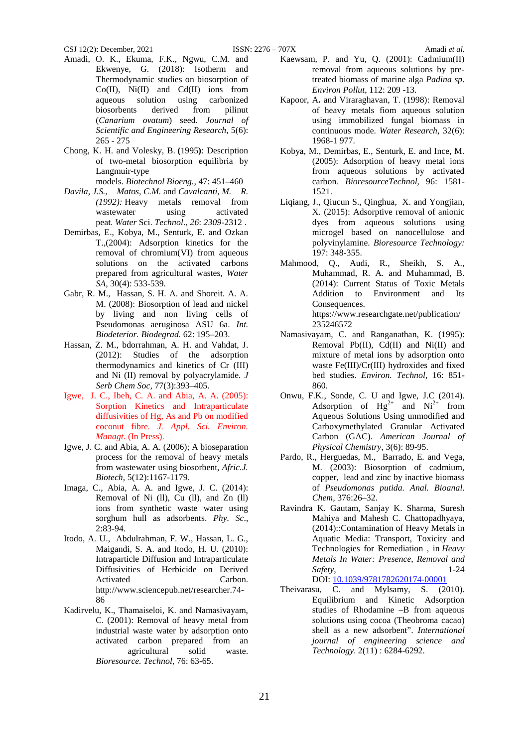Amadi, O. K., Ekuma, F.K., Ngwu, C.M. and Ekwenye, G. (2018): Isotherm and Thermodynamic studies on biosorption of Co(II), Ni(II) and Cd(II) ions from aqueous solution using carbonized biosorbents derived from pilinut (*Canarium ovatum*) seed. *Journal of Scientific and Engineering Research*, 5(6): 265 - 275

Chong, K. H. and Volesky, B. **(**1995**)**: Description of two-metal biosorption equilibria by Langmuir-type models. *Biotechnol Bioeng.,* 47: 451–460

*Davila, J.S., Matos, C.M.* and *Cavalcanti, M. R. (1992):* Heavy metals removal from wastewater using activated peat. *Water* Sci. *Technol*., *26*: *2309*-2312 .

Demirbas, E., Kobya, M., Senturk, E. and Ozkan T.,(2004): Adsorption kinetics for the removal of chromium(VI) from aqueous solutions on the activated carbons prepared from agricultural wastes, *Water SA*, 30(4): 533-539.

Gabr, R. M., Hassan, S. H. A. and Shoreit. A. A. M. (2008): Biosorption of lead and nickel by living and non living cells of Pseudomonas aeruginosa ASU 6a. *Int. Biodeterior. Biodegrad.* 62: 195–203.

Hassan, Z. M., bdorrahman, A. H. and Vahdat, J. (2012): Studies of the adsorption thermodynamics and kinetics of Cr (III) and Ni (II) removal by polyacrylamide. *J Serb Chem Soc*, 77(3):393–405.

Igwe, J. C., Ibeh, C. A. and Abia, A. A. (2005): Sorption Kinetics and Intraparticulate diffusivities of Hg, As and Pb on modified coconut fibre. *J. Appl. Sci. Environ. Managt.* (In Press).

Igwe, J. C. and Abia, A. A. (2006); A bioseparation process for the removal of heavy metals from wastewater using biosorbent, *Afric.J. Biotech,* 5(12):1167-1179.

Imaga, C., Abia, A. A. and Igwe, J. C. (2014): Removal of Ni (ll), Cu (ll), and Zn (ll) ions from synthetic waste water using sorghum hull as adsorbents. *Phy. Sc*., 2:83-94.

Itodo, A. U., Abdulrahman, F. W., Hassan, L. G., Maigandi, S. A. and Itodo, H. U. (2010): Intraparticle Diffusion and Intraparticulate Diffusivities of Herbicide on Derived Activated Carbon. http://www.sciencepub.net/researcher.74-86

Kadirvelu, K., Thamaiseloi, K. and Namasivayam, C. (2001): Removal of heavy metal from industrial waste water by adsorption onto activated carbon prepared from an agricultural solid waste. *Bioresource. Technol*, 76: 63-65.

Kaewsam, P. and Yu, Q. (2001): Cadmium(II) removal from aqueous solutions by pre-treated biomass of marine alga *Padina sp*. *Environ Pollut*, 112: 209 -13.

Kapoor, A**.** and Viraraghavan, T. (1998): Removal of heavy metals fiom aqueous solution using immobilized fungal biomass in continuous mode. *Water Research*, 32(6): 1968-1 977.

Kobya, M., Demirbas, E., Senturk, E. and Ince, M. (2005): Adsorption of heavy metal ions from aqueous solutions by activated carbon. *BioresourceTechnol,* 96: 1581-1521.

Liqiang, J., Qiucun S., Qinghua, X. and Yongjian, X. (2015): Adsorptive removal of anionic dyes from aqueous solutions using microgel based on nanocellulose and polyvinylamine. *Bioresource Technology:* 197: 348-355.

Mahmood, Q., Audi, R., Sheikh, S. A., Muhammad, R. A. and Muhammad, B. (2014): Current Status of Toxic Metals Addition to Environment and Its Consequences. https://www.researchgate.net/publication/235246572

Namasivayam, C. and Ranganathan, K. (1995): Removal Pb(II), Cd(II) and Ni(II) and mixture of metal ions by adsorption onto waste Fe(III)/Cr(III) hydroxides and fixed bed studies. *Environ. Technol,* 16: 851-860.

Onwu, F.K., Sonde, C. U and Igwe, J.C (2014). Adsorption of $Hg^{2+}$ and $Ni^{2+}$ from Aqueous Solutions Using unmodified and Carboxymethylated Granular Activated Carbon (GAC). *American Journal of Physical Chemistry*, 3(6): 89-95.

Pardo, R., Herguedas, M., Barrado, E. and Vega, M. (2003): Biosorption of cadmium, copper, lead and zinc by inactive biomass of *Pseudomonas putida. Anal. Bioanal. Chem*, 376:26–32.

Ravindra K. Gautam, Sanjay K. Sharma, Suresh Mahiya and Mahesh C. Chattopadhyaya, (2014)::Contamination of Heavy Metals in Aquatic Media: Transport, Toxicity and Technologies for Remediation , in *Heavy Metals In Water: Presence, Removal and Safety*, 1-24 DOI: 10.1039/9781782620174-00001

Theivarasu, C. and Mylsamy, S. (2010). Equilibrium and Kinetic Adsorption studies of Rhodamine –B from aqueous solutions using cocoa (Theobroma cacao) shell as a new adsorbent". *International journal of engineering science and Technology*. 2(11) : 6284-6292.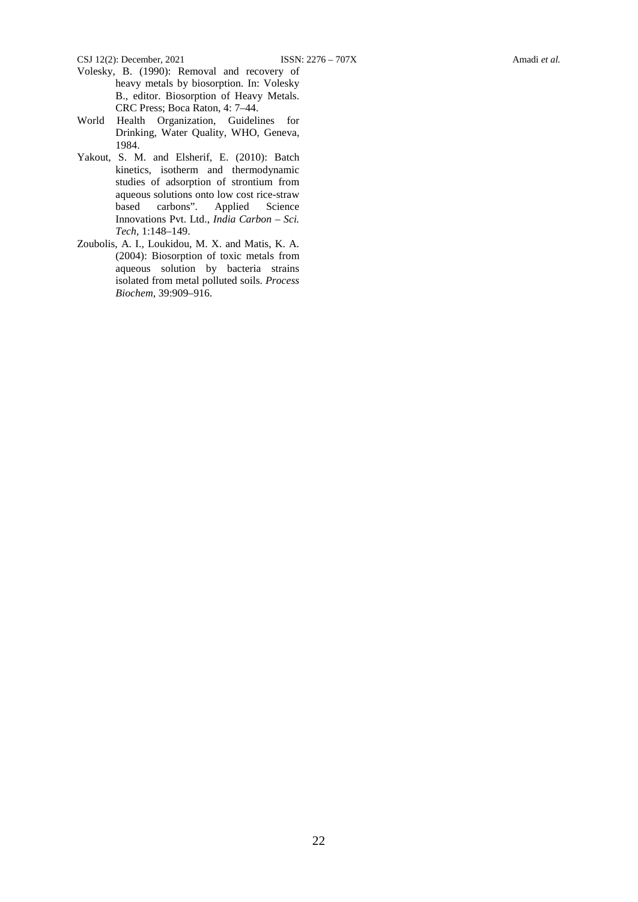Volesky, B. (1990): Removal and recovery of heavy metals by biosorption. In: Volesky B., editor. Biosorption of Heavy Metals. CRC Press; Boca Raton, 4: 7–44.

World Health Organization, Guidelines for Drinking, Water Quality, WHO, Geneva, 1984.

Yakout, S. M. and Elsherif, E. (2010): Batch kinetics, isotherm and thermodynamic studies of adsorption of strontium from aqueous solutions onto low cost rice-straw based carbons". Applied Science Innovations Pvt. Ltd., *India Carbon – Sci. Tech*, 1:148–149.

Zoubolis, A. I., Loukidou, M. X. and Matis, K. A. (2004): Biosorption of toxic metals from aqueous solution by bacteria strains isolated from metal polluted soils. *Process Biochem*, 39:909–916.